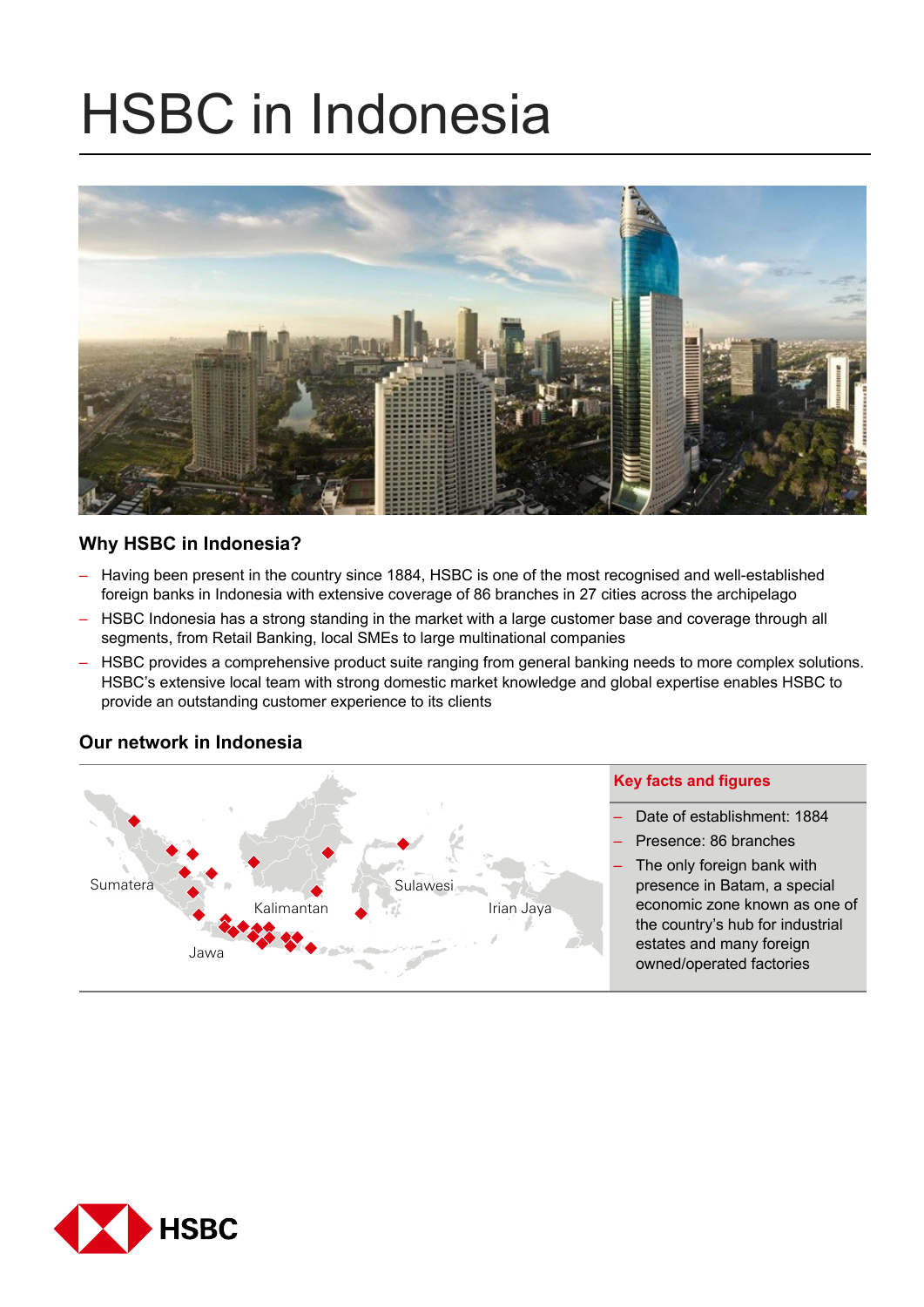# HSBC in Indonesia

## Why HSBC in Indonesia?

- Having been present in the country since 1884, HSBC is one of the most recognised and well-established foreign banks in Indonesia with extensive coverage of 86 branches in 27 cities across the archipelago
- HSBC Indonesia has a strong standing in the market with a large customer base and coverage through all segments, from Retail Banking, local SMEs to large multinational companies
- HSBC provides a comprehensive product suite ranging from general banking needs to more complex solutions. HSBC's extensive local team with strong domestic market knowledge and global expertise enables HSBC to provide an outstanding customer experience to its clients

## Our network in Indonesia

Sumatera

Kalimantan

Sulawesi

Irian Jaya

Jawa

### Key facts and figures

- Date of establishment: 1884
- Presence: 86 branches
- The only foreign bank with presence in Batam, a special economic zone known as one of the country's hub for industrial estates and many foreign owned/operated factories

HSBC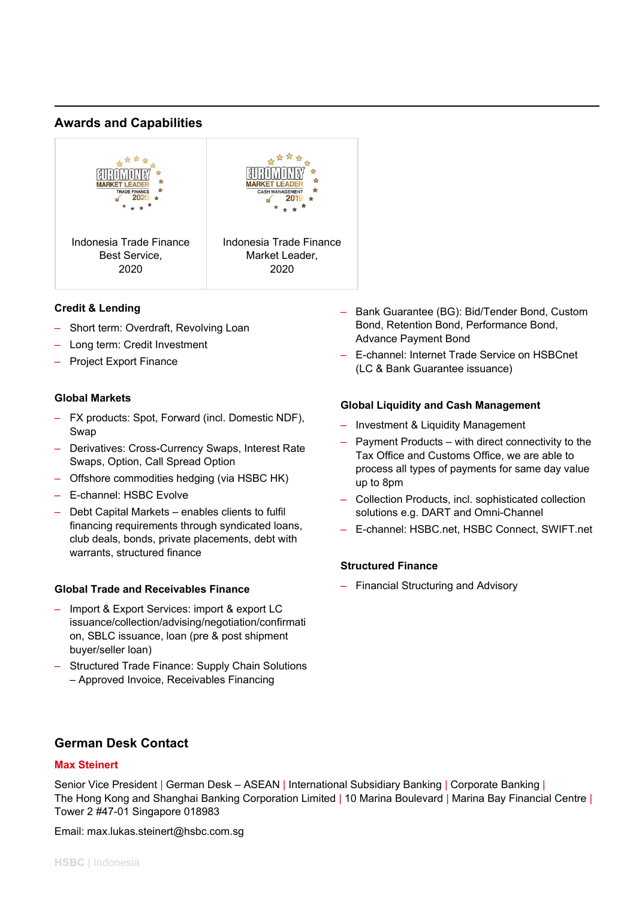## Awards and Capabilities

| | |
|---|---|
| Indonesia Trade Finance Best Service, 2020 | Indonesia Trade Finance Market Leader, 2020 |

### Credit & Lending

- Short term: Overdraft, Revolving Loan
- Long term: Credit Investment
- Project Export Finance

### Global Markets

- FX products: Spot, Forward (incl. Domestic NDF), Swap
- Derivatives: Cross-Currency Swaps, Interest Rate Swaps, Option, Call Spread Option
- Offshore commodities hedging (via HSBC HK)
- E-channel: HSBC Evolve
- Debt Capital Markets – enables clients to fulfil financing requirements through syndicated loans, club deals, bonds, private placements, debt with warrants, structured finance

### Global Trade and Receivables Finance

- Import & Export Services: import & export LC issuance/collection/advising/negotiation/confirmation, SBLC issuance, loan (pre & post shipment buyer/seller loan)
- Structured Trade Finance: Supply Chain Solutions – Approved Invoice, Receivables Financing
- Bank Guarantee (BG): Bid/Tender Bond, Custom Bond, Retention Bond, Performance Bond, Advance Payment Bond
- E-channel: Internet Trade Service on HSBCnet (LC & Bank Guarantee issuance)

### Global Liquidity and Cash Management

- Investment & Liquidity Management
- Payment Products – with direct connectivity to the Tax Office and Customs Office, we are able to process all types of payments for same day value up to 8pm
- Collection Products, incl. sophisticated collection solutions e.g. DART and Omni-Channel
- E-channel: HSBC.net, HSBC Connect, SWIFT.net

### Structured Finance

- Financial Structuring and Advisory

## German Desk Contact

**Max Steinert**

Senior Vice President | German Desk – ASEAN | International Subsidiary Banking | Corporate Banking | The Hong Kong and Shanghai Banking Corporation Limited | 10 Marina Boulevard | Marina Bay Financial Centre | Tower 2 #47-01 Singapore 018983

Email: max.lukas.steinert@hsbc.com.sg